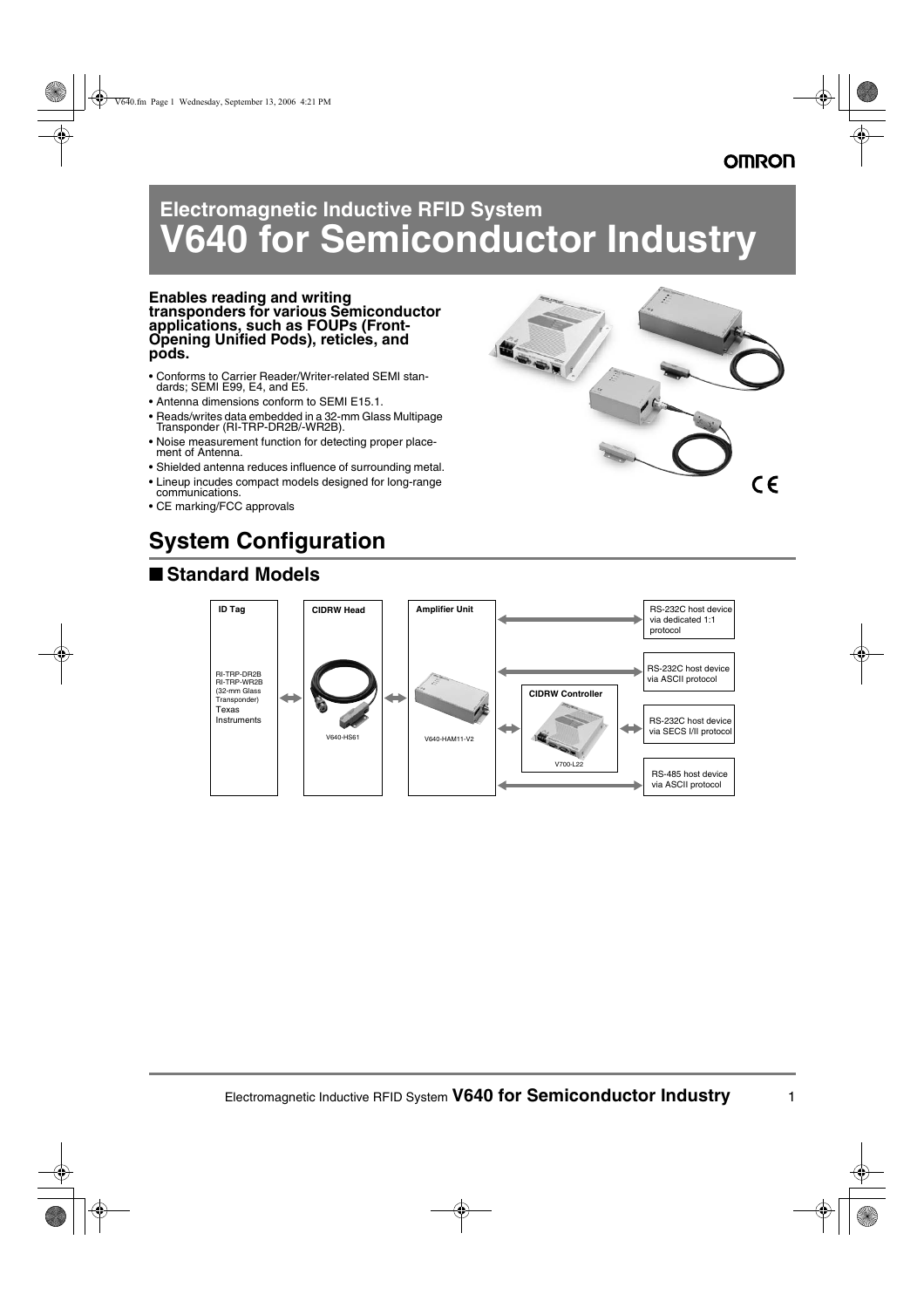# Electromagnetic Inductive RFID System
# V640 for Semiconductor Industry

**Enables reading and writing transponders for various Semiconductor applications, such as FOUPs (Front-Opening Unified Pods), reticles, and pods.**

- Conforms to Carrier Reader/Writer-related SEMI standards; SEMI E99, E4, and E5.
- Antenna dimensions conform to SEMI E15.1.
- Reads/writes data embedded in a 32-mm Glass Multipage Transponder (RI-TRP-DR2B/-WR2B).
- Noise measurement function for detecting proper placement of Antenna.
- Shielded antenna reduces influence of surrounding metal.
- Lineup incudes compact models designed for long-range communications.
- CE marking/FCC approvals

## System Configuration

### ■ Standard Models

ID Tag: RI-TRP-DR2B, RI-TRP-WR2B (32-mm Glass Transponder) Texas Instruments ⟷ CIDRW Head: V640-HS61 ⟷ Amplifier Unit: V640-HAM11-V2

Amplifier Unit connections:

- ⟷ RS-232C host device via dedicated 1:1 protocol
- ⟷ RS-232C host device via ASCII protocol
- ⟷ CIDRW Controller (V700-L22) ⟷ RS-232C host device via SECS I/II protocol
- ⟷ RS-485 host device via ASCII protocol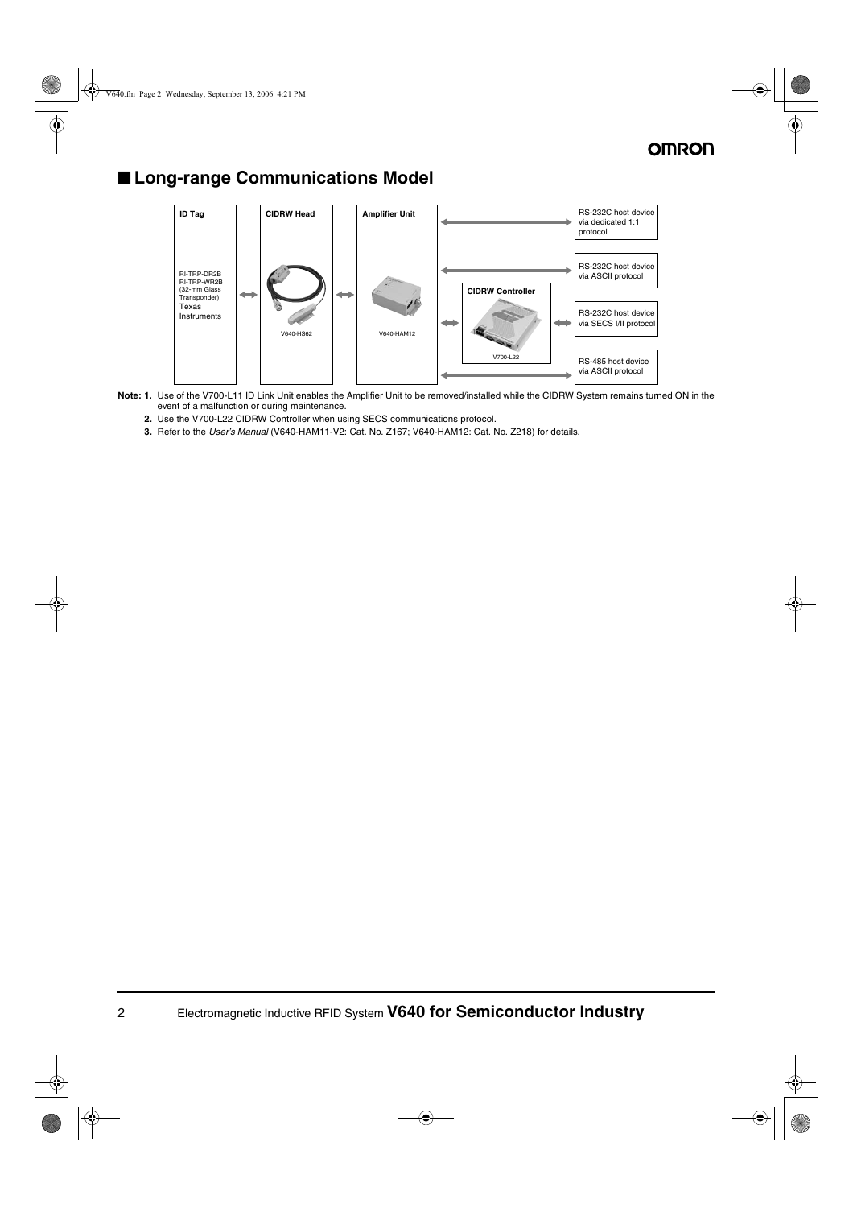## ■ Long-range Communications Model

**ID Tag**

RI-TRP-DR2B
RI-TRP-WR2B
(32-mm Glass Transponder)
Texas Instruments

**CIDRW Head**

V640-HS62

**Amplifier Unit**

V640-HAM12

**CIDRW Controller**

V700-L22

RS-232C host device via dedicated 1:1 protocol

RS-232C host device via ASCII protocol

RS-232C host device via SECS I/II protocol

RS-485 host device via ASCII protocol

**Note: 1.** Use of the V700-L11 ID Link Unit enables the Amplifier Unit to be removed/installed while the CIDRW System remains turned ON in the event of a malfunction or during maintenance.

**2.** Use the V700-L22 CIDRW Controller when using SECS communications protocol.

**3.** Refer to the *User's Manual* (V640-HAM11-V2: Cat. No. Z167; V640-HAM12: Cat. No. Z218) for details.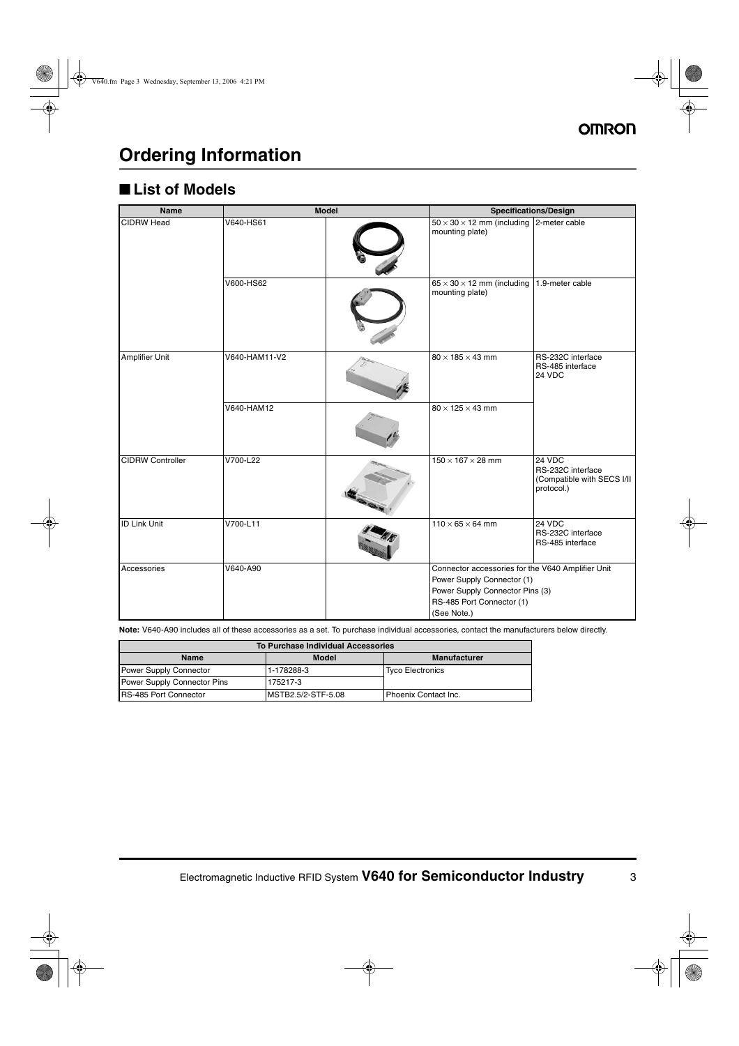# Ordering Information

## ■ List of Models

| Name | Model | | Specifications/Design | |
|---|---|---|---|---|
| CIDRW Head | V640-HS61 | | 50 × 30 × 12 mm (including mounting plate) | 2-meter cable |
| | V600-HS62 | | 65 × 30 × 12 mm (including mounting plate) | 1.9-meter cable |
| Amplifier Unit | V640-HAM11-V2 | | 80 × 185 × 43 mm | RS-232C interface<br>RS-485 interface<br>24 VDC |
| | V640-HAM12 | | 80 × 125 × 43 mm | |
| CIDRW Controller | V700-L22 | | 150 × 167 × 28 mm | 24 VDC<br>RS-232C interface<br>(Compatible with SECS I/II protocol.) |
| ID Link Unit | V700-L11 | | 110 × 65 × 64 mm | 24 VDC<br>RS-232C interface<br>RS-485 interface |
| Accessories | V640-A90 | | Connector accessories for the V640 Amplifier Unit<br>Power Supply Connector (1)<br>Power Supply Connector Pins (3)<br>RS-485 Port Connector (1)<br>(See Note.) | |

**Note:** V640-A90 includes all of these accessories as a set. To purchase individual accessories, contact the manufacturers below directly.

| To Purchase Individual Accessories | | |
|---|---|---|
| **Name** | **Model** | **Manufacturer** |
| Power Supply Connector | 1-178288-3 | Tyco Electronics |
| Power Supply Connector Pins | 175217-3 | |
| RS-485 Port Connector | MSTB2.5/2-STF-5.08 | Phoenix Contact Inc. |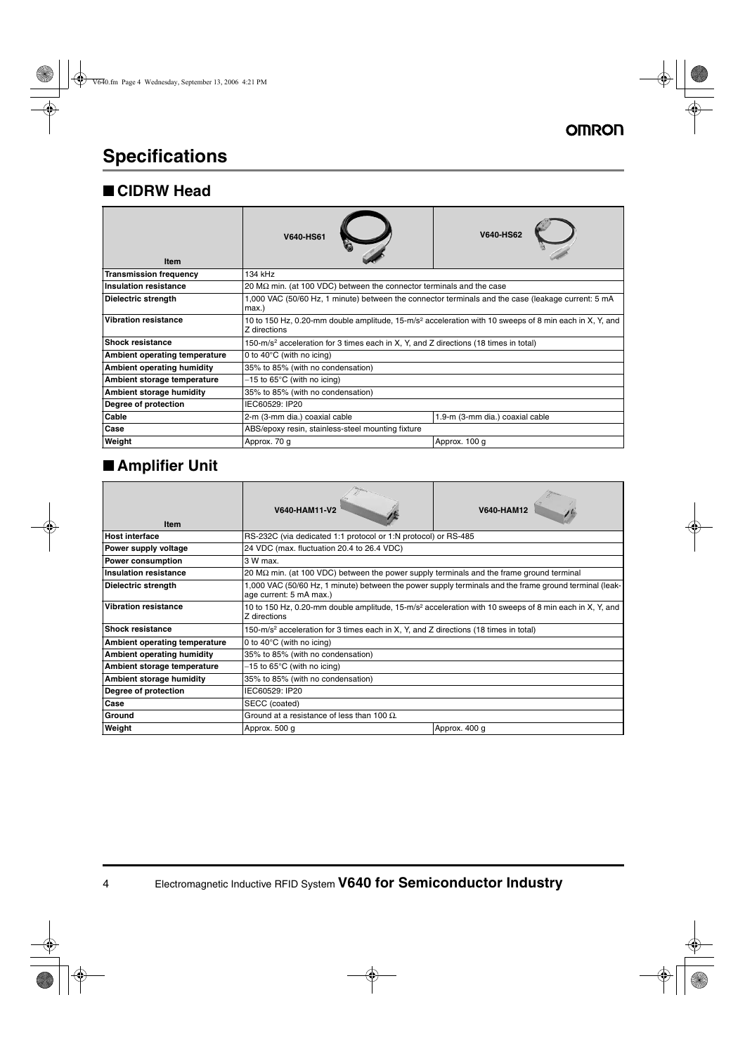# Specifications

## ■ CIDRW Head

| Item | V640-HS61 | V640-HS62 |
|---|---|---|
| Transmission frequency | 134 kHz | |
| Insulation resistance | 20 MΩ min. (at 100 VDC) between the connector terminals and the case | |
| Dielectric strength | 1,000 VAC (50/60 Hz, 1 minute) between the connector terminals and the case (leakage current: 5 mA max.) | |
| Vibration resistance | 10 to 150 Hz, 0.20-mm double amplitude, 15-m/s² acceleration with 10 sweeps of 8 min each in X, Y, and Z directions | |
| Shock resistance | 150-m/s² acceleration for 3 times each in X, Y, and Z directions (18 times in total) | |
| Ambient operating temperature | 0 to 40°C (with no icing) | |
| Ambient operating humidity | 35% to 85% (with no condensation) | |
| Ambient storage temperature | −15 to 65°C (with no icing) | |
| Ambient storage humidity | 35% to 85% (with no condensation) | |
| Degree of protection | IEC60529: IP20 | |
| Cable | 2-m (3-mm dia.) coaxial cable | 1.9-m (3-mm dia.) coaxial cable |
| Case | ABS/epoxy resin, stainless-steel mounting fixture | |
| Weight | Approx. 70 g | Approx. 100 g |

## ■ Amplifier Unit

| Item | V640-HAM11-V2 | V640-HAM12 |
|---|---|---|
| Host interface | RS-232C (via dedicated 1:1 protocol or 1:N protocol) or RS-485 | |
| Power supply voltage | 24 VDC (max. fluctuation 20.4 to 26.4 VDC) | |
| Power consumption | 3 W max. | |
| Insulation resistance | 20 MΩ min. (at 100 VDC) between the power supply terminals and the frame ground terminal | |
| Dielectric strength | 1,000 VAC (50/60 Hz, 1 minute) between the power supply terminals and the frame ground terminal (leakage current: 5 mA max.) | |
| Vibration resistance | 10 to 150 Hz, 0.20-mm double amplitude, 15-m/s² acceleration with 10 sweeps of 8 min each in X, Y, and Z directions | |
| Shock resistance | 150-m/s² acceleration for 3 times each in X, Y, and Z directions (18 times in total) | |
| Ambient operating temperature | 0 to 40°C (with no icing) | |
| Ambient operating humidity | 35% to 85% (with no condensation) | |
| Ambient storage temperature | −15 to 65°C (with no icing) | |
| Ambient storage humidity | 35% to 85% (with no condensation) | |
| Degree of protection | IEC60529: IP20 | |
| Case | SECC (coated) | |
| Ground | Ground at a resistance of less than 100 Ω. | |
| Weight | Approx. 500 g | Approx. 400 g |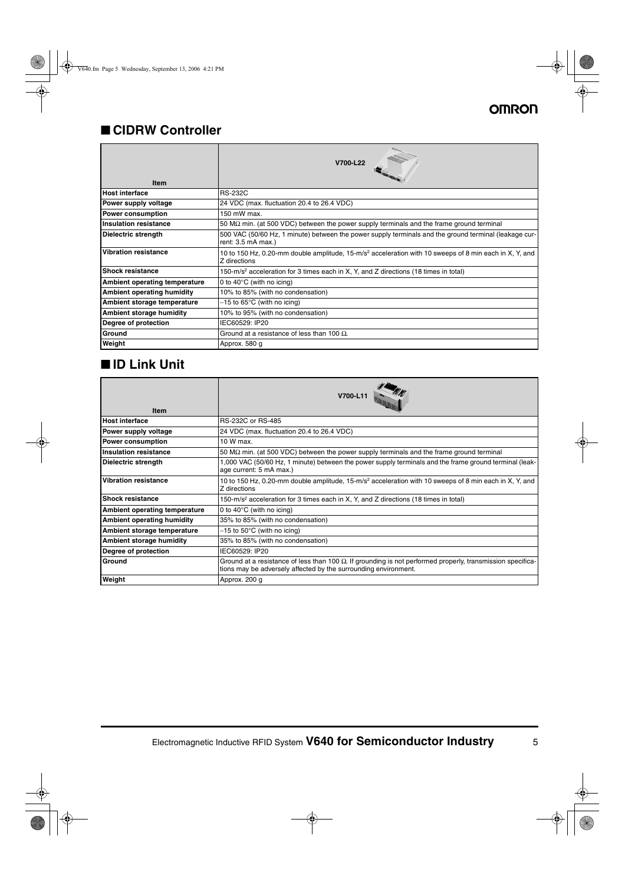## ■ CIDRW Controller

| Item | V700-L22 |
|---|---|
| **Host interface** | RS-232C |
| **Power supply voltage** | 24 VDC (max. fluctuation 20.4 to 26.4 VDC) |
| **Power consumption** | 150 mW max. |
| **Insulation resistance** | 50 MΩ min. (at 500 VDC) between the power supply terminals and the frame ground terminal |
| **Dielectric strength** | 500 VAC (50/60 Hz, 1 minute) between the power supply terminals and the ground terminal (leakage current: 3.5 mA max.) |
| **Vibration resistance** | 10 to 150 Hz, 0.20-mm double amplitude, 15-m/s² acceleration with 10 sweeps of 8 min each in X, Y, and Z directions |
| **Shock resistance** | 150-m/s² acceleration for 3 times each in X, Y, and Z directions (18 times in total) |
| **Ambient operating temperature** | 0 to 40°C (with no icing) |
| **Ambient operating humidity** | 10% to 85% (with no condensation) |
| **Ambient storage temperature** | −15 to 65°C (with no icing) |
| **Ambient storage humidity** | 10% to 95% (with no condensation) |
| **Degree of protection** | IEC60529: IP20 |
| **Ground** | Ground at a resistance of less than 100 Ω. |
| **Weight** | Approx. 580 g |

## ■ ID Link Unit

| Item | V700-L11 |
|---|---|
| **Host interface** | RS-232C or RS-485 |
| **Power supply voltage** | 24 VDC (max. fluctuation 20.4 to 26.4 VDC) |
| **Power consumption** | 10 W max. |
| **Insulation resistance** | 50 MΩ min. (at 500 VDC) between the power supply terminals and the frame ground terminal |
| **Dielectric strength** | 1,000 VAC (50/60 Hz, 1 minute) between the power supply terminals and the frame ground terminal (leakage current: 5 mA max.) |
| **Vibration resistance** | 10 to 150 Hz, 0.20-mm double amplitude, 15-m/s² acceleration with 10 sweeps of 8 min each in X, Y, and Z directions |
| **Shock resistance** | 150-m/s² acceleration for 3 times each in X, Y, and Z directions (18 times in total) |
| **Ambient operating temperature** | 0 to 40°C (with no icing) |
| **Ambient operating humidity** | 35% to 85% (with no condensation) |
| **Ambient storage temperature** | −15 to 50°C (with no icing) |
| **Ambient storage humidity** | 35% to 85% (with no condensation) |
| **Degree of protection** | IEC60529: IP20 |
| **Ground** | Ground at a resistance of less than 100 Ω. If grounding is not performed properly, transmission specifications may be adversely affected by the surrounding environment. |
| **Weight** | Approx. 200 g |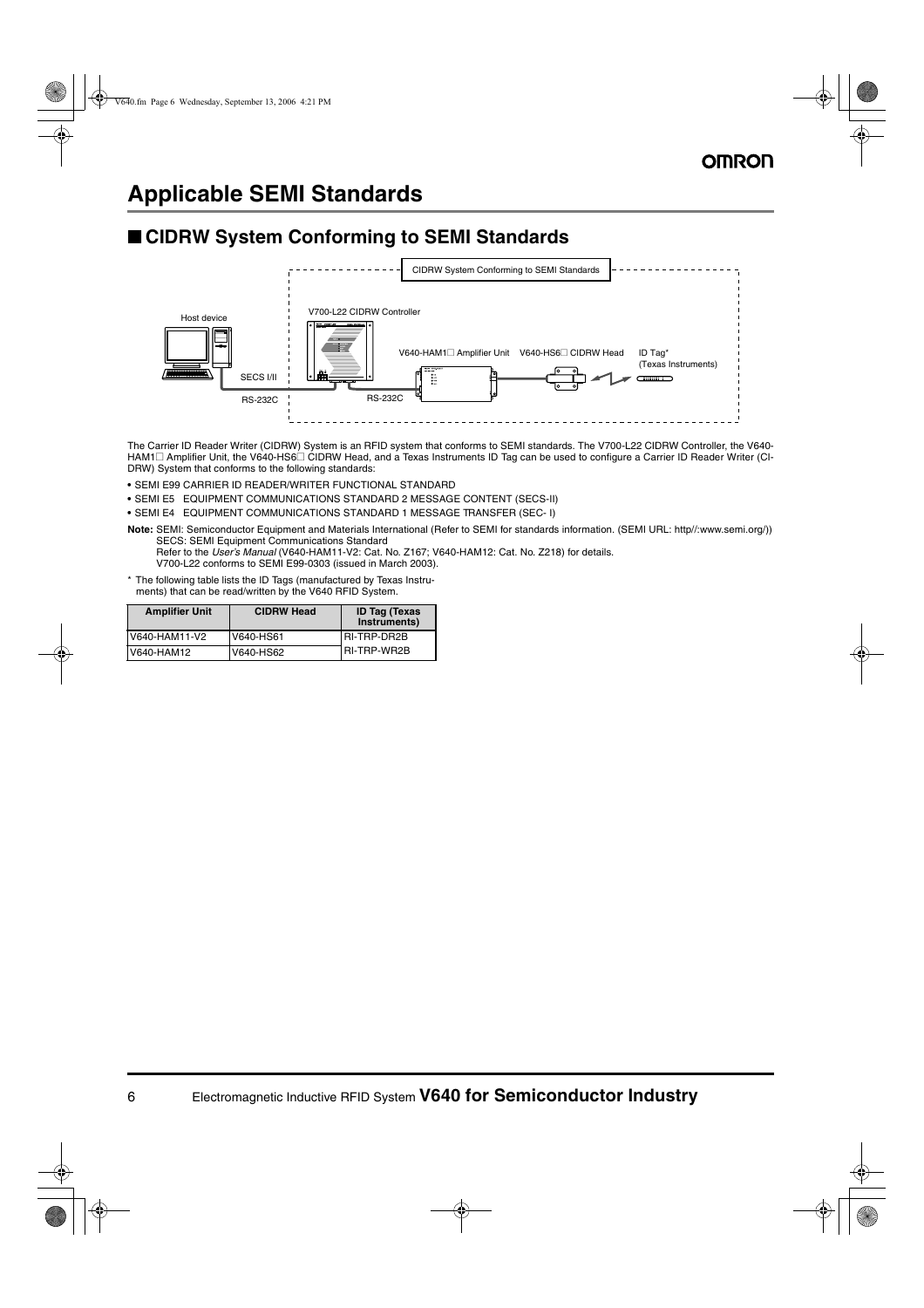# Applicable SEMI Standards

## ■ CIDRW System Conforming to SEMI Standards

CIDRW System Conforming to SEMI Standards

Host device

V700-L22 CIDRW Controller

V640-HAM1□ Amplifier Unit

V640-HS6□ CIDRW Head

ID Tag*
(Texas Instruments)

SECS I/II

RS-232C

RS-232C

The Carrier ID Reader Writer (CIDRW) System is an RFID system that conforms to SEMI standards. The V700-L22 CIDRW Controller, the V640-HAM1□ Amplifier Unit, the V640-HS6□ CIDRW Head, and a Texas Instruments ID Tag can be used to configure a Carrier ID Reader Writer (CI-DRW) System that conforms to the following standards:

- SEMI E99 CARRIER ID READER/WRITER FUNCTIONAL STANDARD
- SEMI E5 EQUIPMENT COMMUNICATIONS STANDARD 2 MESSAGE CONTENT (SECS-II)
- SEMI E4 EQUIPMENT COMMUNICATIONS STANDARD 1 MESSAGE TRANSFER (SEC- I)

**Note:** SEMI: Semiconductor Equipment and Materials International (Refer to SEMI for standards information. (SEMI URL: http//:www.semi.org/))
SECS: SEMI Equipment Communications Standard
Refer to the *User's Manual* (V640-HAM11-V2: Cat. No. Z167; V640-HAM12: Cat. No. Z218) for details.
V700-L22 conforms to SEMI E99-0303 (issued in March 2003).

\* The following table lists the ID Tags (manufactured by Texas Instruments) that can be read/written by the V640 RFID System.

| Amplifier Unit | CIDRW Head | ID Tag (Texas Instruments) |
|---|---|---|
| V640-HAM11-V2 | V640-HS61 | RI-TRP-DR2B |
| V640-HAM12 | V640-HS62 | RI-TRP-WR2B |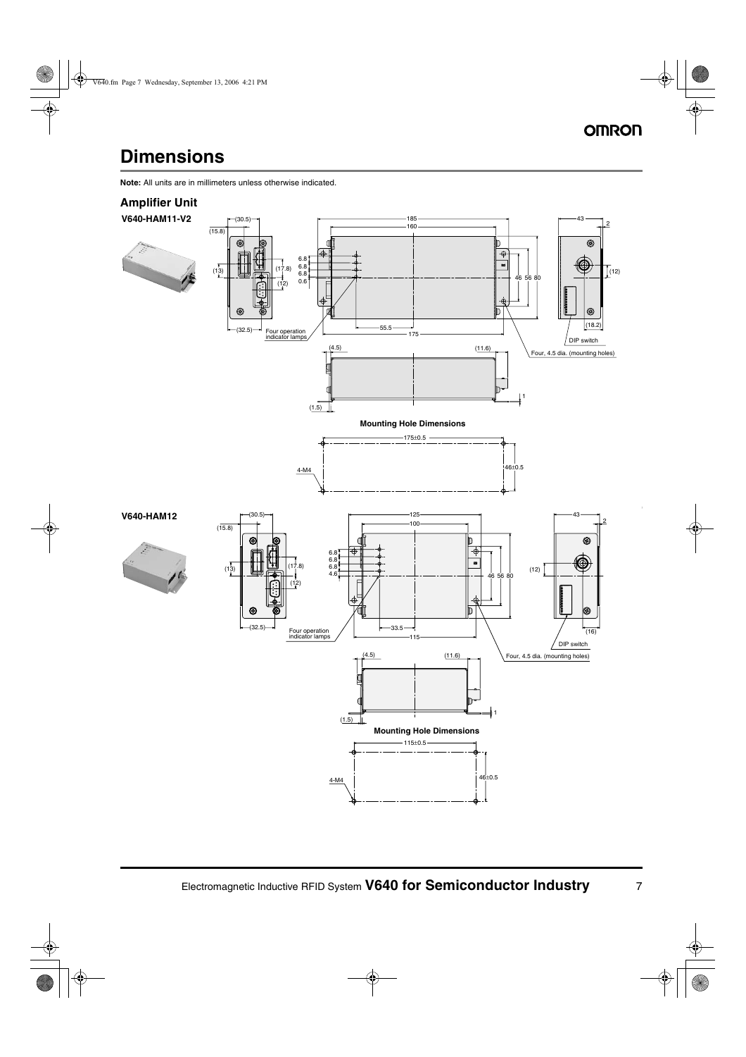# Dimensions

**Note:** All units are in millimeters unless otherwise indicated.

## Amplifier Unit

### V640-HAM11-V2

(30.5)
(15.8)
(13)
(17.8)
(12)
(32.5)
Four operation indicator lamps

185
160
6.8
6.8
6.8
0.6
55.5
175
46 56 80

43
2
(12)
(18.2)
DIP switch
Four, 4.5 dia. (mounting holes)

(4.5)
(11.6)
(1.5)
1

**Mounting Hole Dimensions**

175±0.5
4-M4
46±0.5

### V640-HAM12

(30.5)
(15.8)
(13)
(17.8)
(12)
(32.5)
Four operation indicator lamps

125
100
6.8
6.8
6.8
4.6
33.5
115
46 56 80

43
2
(12)
(16)
DIP switch
Four, 4.5 dia. (mounting holes)

(4.5)
(11.6)
(1.5)
1

**Mounting Hole Dimensions**

115±0.5
4-M4
46±0.5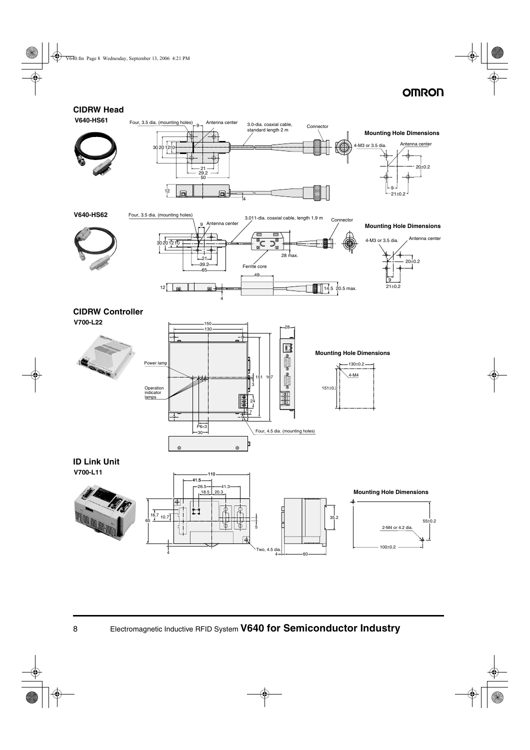## CIDRW Head

### V640-HS61

Four, 3.5 dia. (mounting holes)

Antenna center

3.0-dia. coaxial cable, standard length 2 m

Connector

30 20 12 10

9

21

29.2

50

12

4

**Mounting Hole Dimensions**

4-M3 or 3.5 dia.

Antenna center

20±0.2

9

21±0.2

### V640-HS62

Four, 3.5 dia. (mounting holes)

Antenna center

3.011-dia. coaxial cable, length 1.9 m

Connector

30 20 12 10

9

21

39.2

65

28 max.

Ferrite core

49

12

14.5 20.5 max.

4

**Mounting Hole Dimensions**

4-M3 or 3.5 dia.

Antenna center

20±0.2

9

21±0.2

## CIDRW Controller

### V700-L22

150

130

28

Power lamp

Operation indicator lamps

151 167

3

24

7

P6×3

30

Four, 4.5 dia. (mounting holes)

**Mounting Hole Dimensions**

130±0.2

4-M4

151±0.2

## ID Link Unit

### V700-L11

110

41.5

26.5

41.3

18.5

20.3

16.7

10.7

65

5

4

Two, 4.5 dia.

4

60

35.2

**Mounting Hole Dimensions**

55±0.2

2-M4 or 4.2 dia.

100±0.2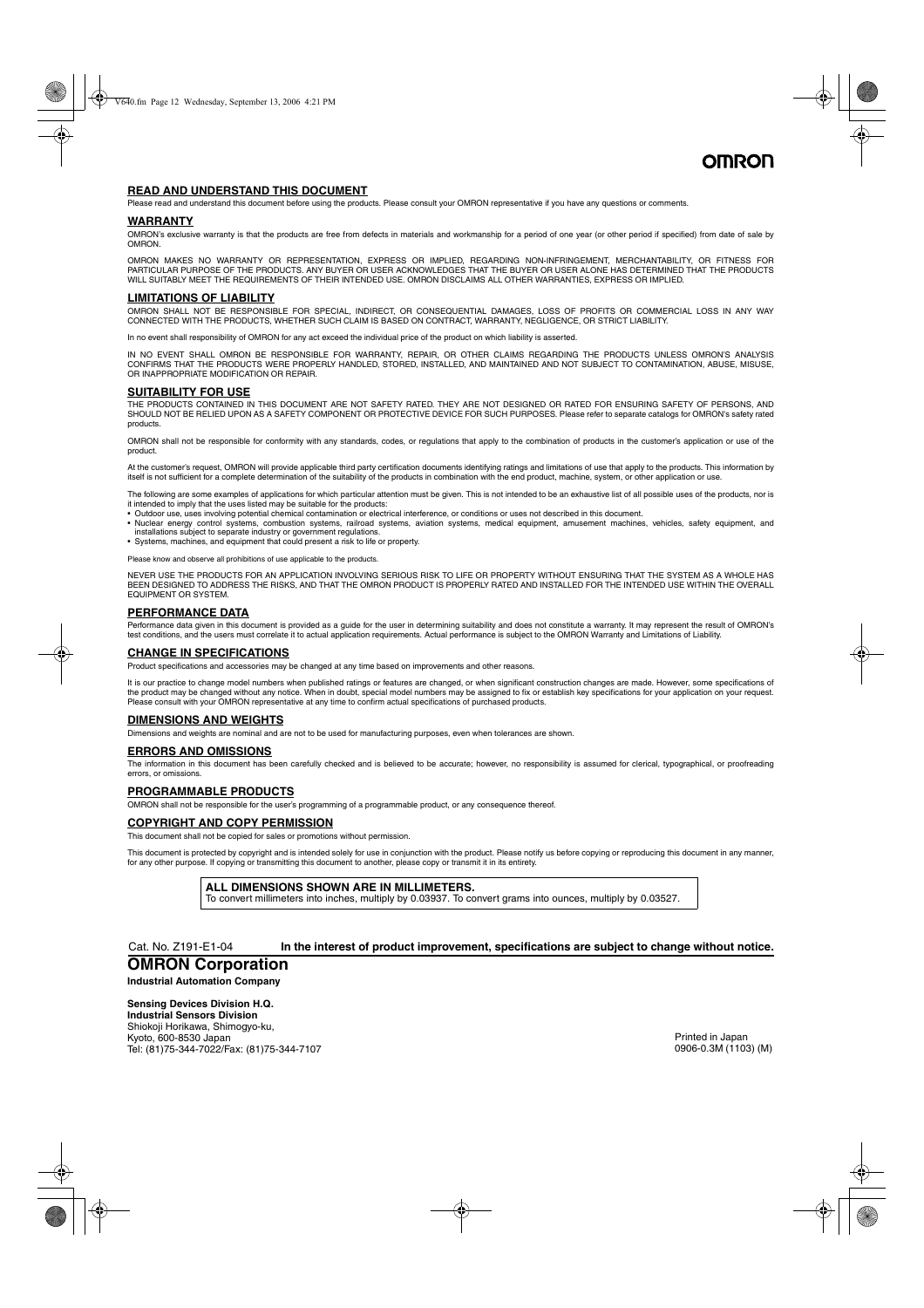OMRON

## READ AND UNDERSTAND THIS DOCUMENT

Please read and understand this document before using the products. Please consult your OMRON representative if you have any questions or comments.

## WARRANTY

OMRON's exclusive warranty is that the products are free from defects in materials and workmanship for a period of one year (or other period if specified) from date of sale by OMRON.

OMRON MAKES NO WARRANTY OR REPRESENTATION, EXPRESS OR IMPLIED, REGARDING NON-INFRINGEMENT, MERCHANTABILITY, OR FITNESS FOR PARTICULAR PURPOSE OF THE PRODUCTS. ANY BUYER OR USER ACKNOWLEDGES THAT THE BUYER OR USER ALONE HAS DETERMINED THAT THE PRODUCTS WILL SUITABLY MEET THE REQUIREMENTS OF THEIR INTENDED USE. OMRON DISCLAIMS ALL OTHER WARRANTIES, EXPRESS OR IMPLIED.

## LIMITATIONS OF LIABILITY

OMRON SHALL NOT BE RESPONSIBLE FOR SPECIAL, INDIRECT, OR CONSEQUENTIAL DAMAGES, LOSS OF PROFITS OR COMMERCIAL LOSS IN ANY WAY CONNECTED WITH THE PRODUCTS, WHETHER SUCH CLAIM IS BASED ON CONTRACT, WARRANTY, NEGLIGENCE, OR STRICT LIABILITY.

In no event shall responsibility of OMRON for any act exceed the individual price of the product on which liability is asserted.

IN NO EVENT SHALL OMRON BE RESPONSIBLE FOR WARRANTY, REPAIR, OR OTHER CLAIMS REGARDING THE PRODUCTS UNLESS OMRON'S ANALYSIS CONFIRMS THAT THE PRODUCTS WERE PROPERLY HANDLED, STORED, INSTALLED, AND MAINTAINED AND NOT SUBJECT TO CONTAMINATION, ABUSE, MISUSE, OR INAPPROPRIATE MODIFICATION OR REPAIR.

## SUITABILITY FOR USE

THE PRODUCTS CONTAINED IN THIS DOCUMENT ARE NOT SAFETY RATED. THEY ARE NOT DESIGNED OR RATED FOR ENSURING SAFETY OF PERSONS, AND SHOULD NOT BE RELIED UPON AS A SAFETY COMPONENT OR PROTECTIVE DEVICE FOR SUCH PURPOSES. Please refer to separate catalogs for OMRON's safety rated products.

OMRON shall not be responsible for conformity with any standards, codes, or regulations that apply to the combination of products in the customer's application or use of the product.

At the customer's request, OMRON will provide applicable third party certification documents identifying ratings and limitations of use that apply to the products. This information by itself is not sufficient for a complete determination of the suitability of the products in combination with the end product, machine, system, or other application or use.

The following are some examples of applications for which particular attention must be given. This is not intended to be an exhaustive list of all possible uses of the products, nor is it intended to imply that the uses listed may be suitable for the products:

- Outdoor use, uses involving potential chemical contamination or electrical interference, or conditions or uses not described in this document.
- Nuclear energy control systems, combustion systems, railroad systems, aviation systems, medical equipment, amusement machines, vehicles, safety equipment, and installations subject to separate industry or government regulations.
- Systems, machines, and equipment that could present a risk to life or property.

Please know and observe all prohibitions of use applicable to the products.

NEVER USE THE PRODUCTS FOR AN APPLICATION INVOLVING SERIOUS RISK TO LIFE OR PROPERTY WITHOUT ENSURING THAT THE SYSTEM AS A WHOLE HAS BEEN DESIGNED TO ADDRESS THE RISKS, AND THAT THE OMRON PRODUCT IS PROPERLY RATED AND INSTALLED FOR THE INTENDED USE WITHIN THE OVERALL EQUIPMENT OR SYSTEM.

## PERFORMANCE DATA

Performance data given in this document is provided as a guide for the user in determining suitability and does not constitute a warranty. It may represent the result of OMRON's test conditions, and the users must correlate it to actual application requirements. Actual performance is subject to the OMRON Warranty and Limitations of Liability.

## CHANGE IN SPECIFICATIONS

Product specifications and accessories may be changed at any time based on improvements and other reasons.

It is our practice to change model numbers when published ratings or features are changed, or when significant construction changes are made. However, some specifications of the product may be changed without any notice. When in doubt, special model numbers may be assigned to fix or establish key specifications for your application on your request. Please consult with your OMRON representative at any time to confirm actual specifications of purchased products.

## DIMENSIONS AND WEIGHTS

Dimensions and weights are nominal and are not to be used for manufacturing purposes, even when tolerances are shown.

## ERRORS AND OMISSIONS

The information in this document has been carefully checked and is believed to be accurate; however, no responsibility is assumed for clerical, typographical, or proofreading errors, or omissions.

## PROGRAMMABLE PRODUCTS

OMRON shall not be responsible for the user's programming of a programmable product, or any consequence thereof.

## COPYRIGHT AND COPY PERMISSION

This document shall not be copied for sales or promotions without permission.

This document is protected by copyright and is intended solely for use in conjunction with the product. Please notify us before copying or reproducing this document in any manner, for any other purpose. If copying or transmitting this document to another, please copy or transmit it in its entirety.

**ALL DIMENSIONS SHOWN ARE IN MILLIMETERS.**
To convert millimeters into inches, multiply by 0.03937. To convert grams into ounces, multiply by 0.03527.

Cat. No. Z191-E1-04 **In the interest of product improvement, specifications are subject to change without notice.**

# OMRON Corporation

**Industrial Automation Company**

**Sensing Devices Division H.Q.**
**Industrial Sensors Division**
Shiokoji Horikawa, Shimogyo-ku,
Kyoto, 600-8530 Japan
Tel: (81)75-344-7022/Fax: (81)75-344-7107

Printed in Japan
0906-0.3M (1103) (M)